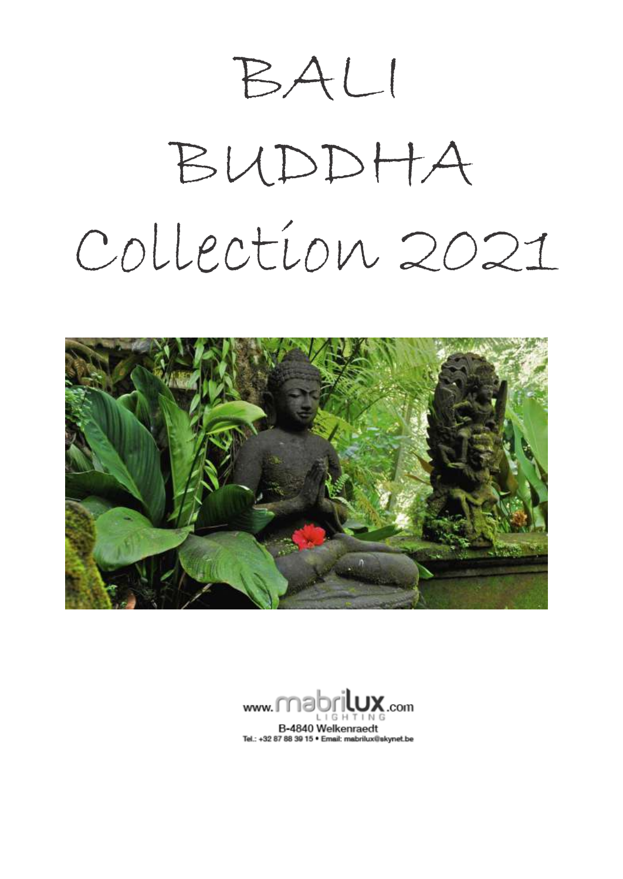# BALI
# BUDDHA
# Collection 2021

www.mabrilux.com
LIGHTING
B-4840 Welkenraedt
Tel.: +32 87 88 39 15 • Email: mabrilux@skynet.be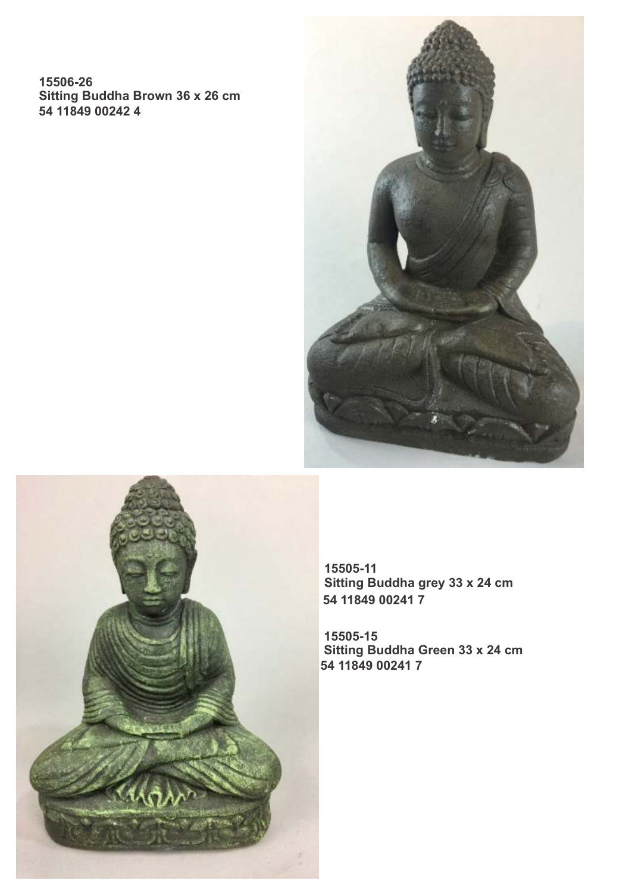**15506-26**
**Sitting Buddha Brown 36 x 26 cm**
**54 11849 00242 4**

**15505-11**
**Sitting Buddha grey 33 x 24 cm**
**54 11849 00241 7**

**15505-15**
**Sitting Buddha Green 33 x 24 cm**
**54 11849 00241 7**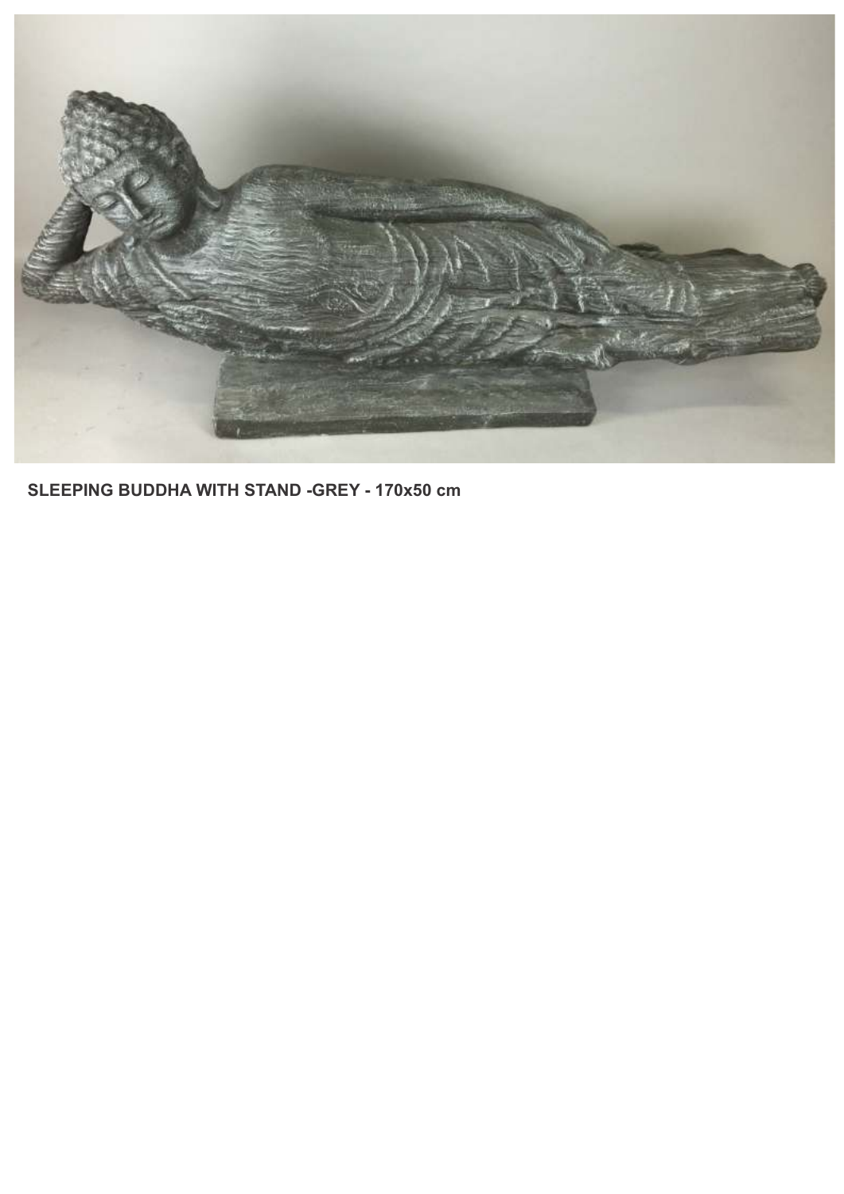**SLEEPING BUDDHA WITH STAND -GREY - 170x50 cm**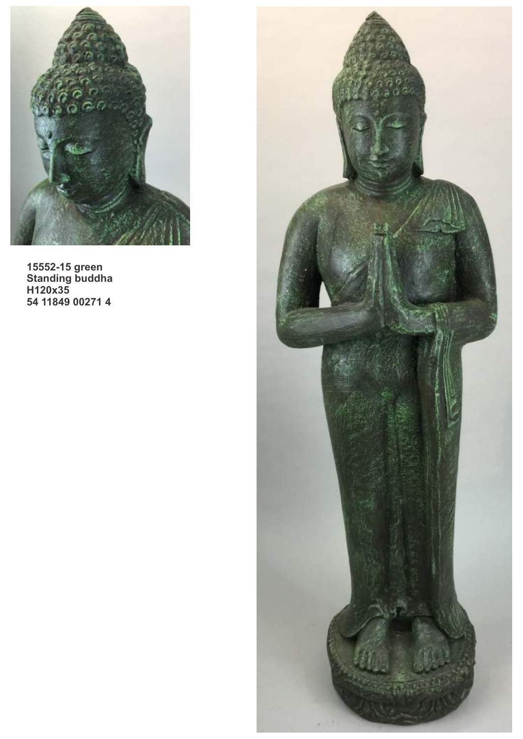**15552-15 green**
**Standing buddha**
**H120x35**
**54 11849 00271 4**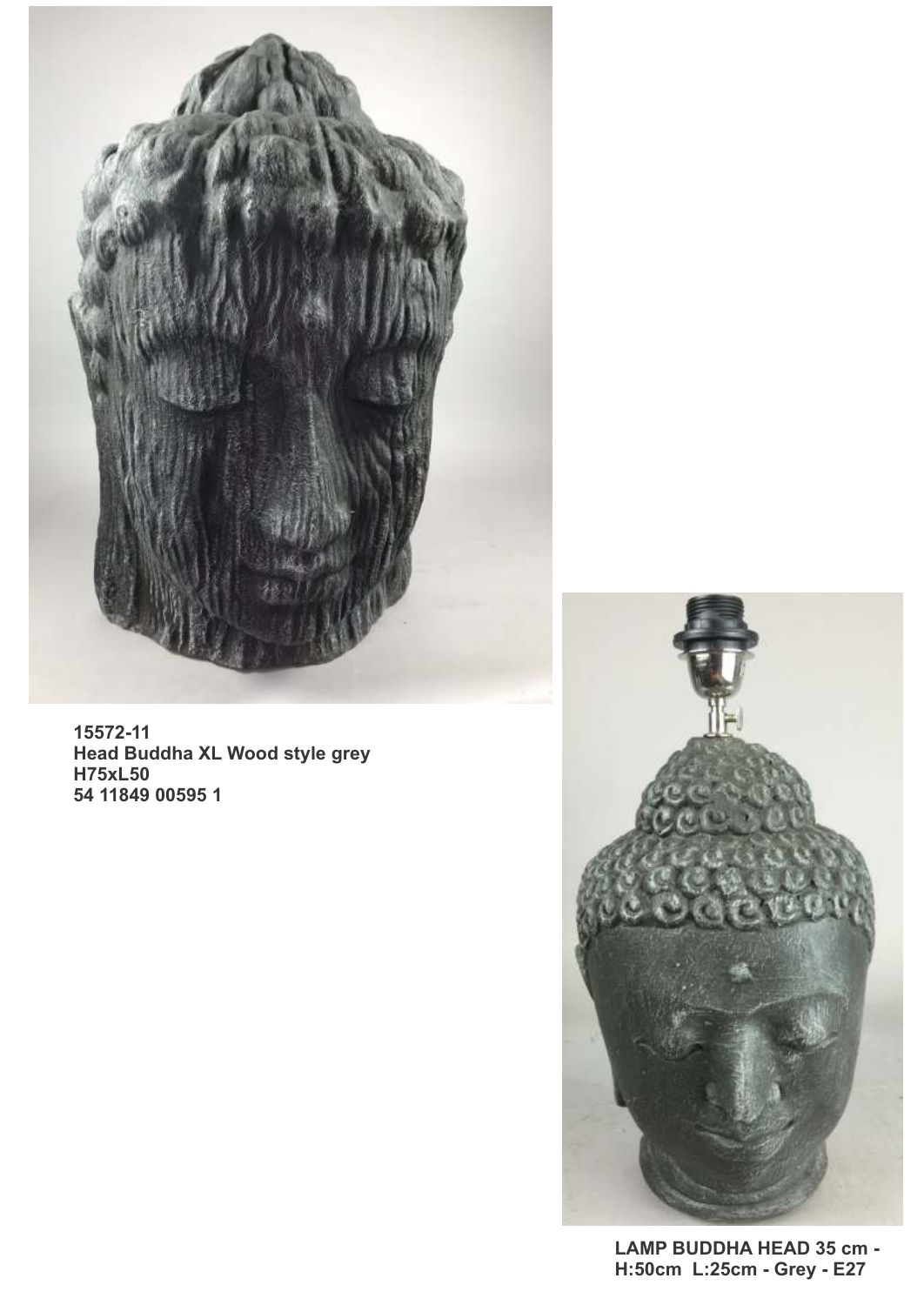**15572-11**
**Head Buddha XL Wood style grey**
**H75xL50**
**54 11849 00595 1**

**LAMP BUDDHA HEAD 35 cm -**
**H:50cm L:25cm - Grey - E27**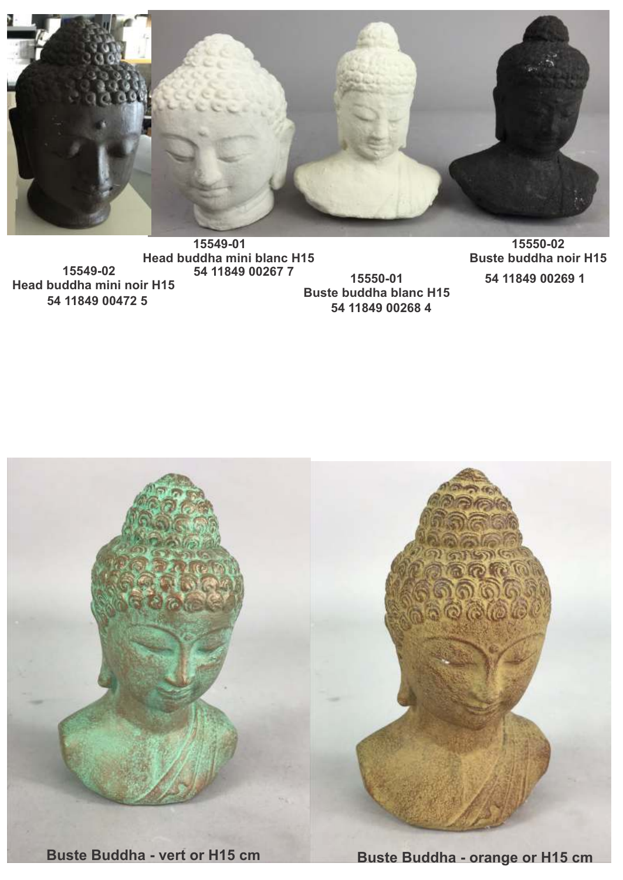15549-02
Head buddha mini noir H15
54 11849 00472 5

15549-01
Head buddha mini blanc H15
54 11849 00267 7

15550-01
Buste buddha blanc H15
54 11849 00268 4

15550-02
Buste buddha noir H15
54 11849 00269 1

**Buste Buddha - vert or H15 cm**

**Buste Buddha - orange or H15 cm**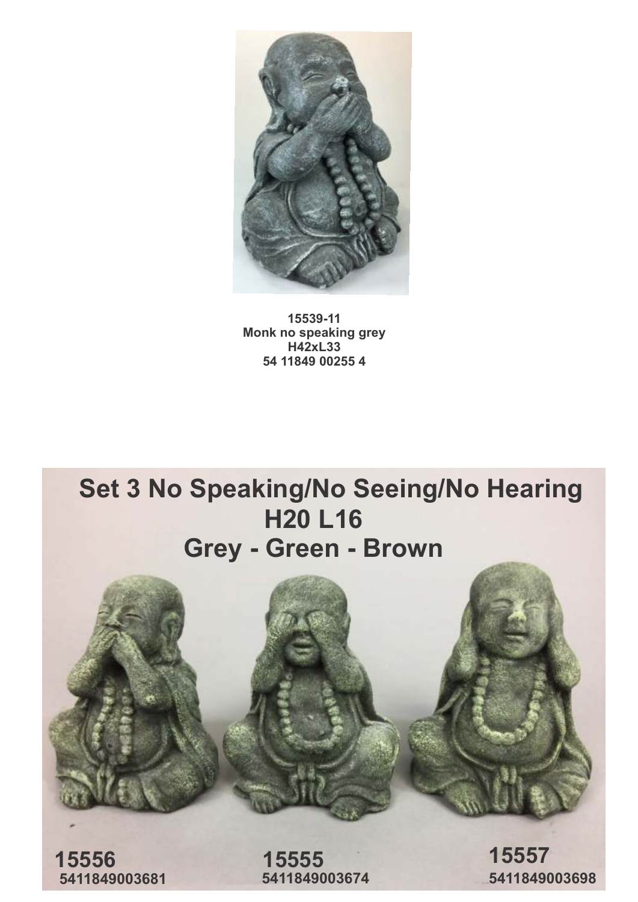**15539-11**
**Monk no speaking grey**
**H42xL33**
**54 11849 00255 4**

**Set 3 No Speaking/No Seeing/No Hearing**
**H20 L16**
**Grey - Green - Brown**

**15556**
**5411849003681**

**15555**
**5411849003674**

**15557**
**5411849003698**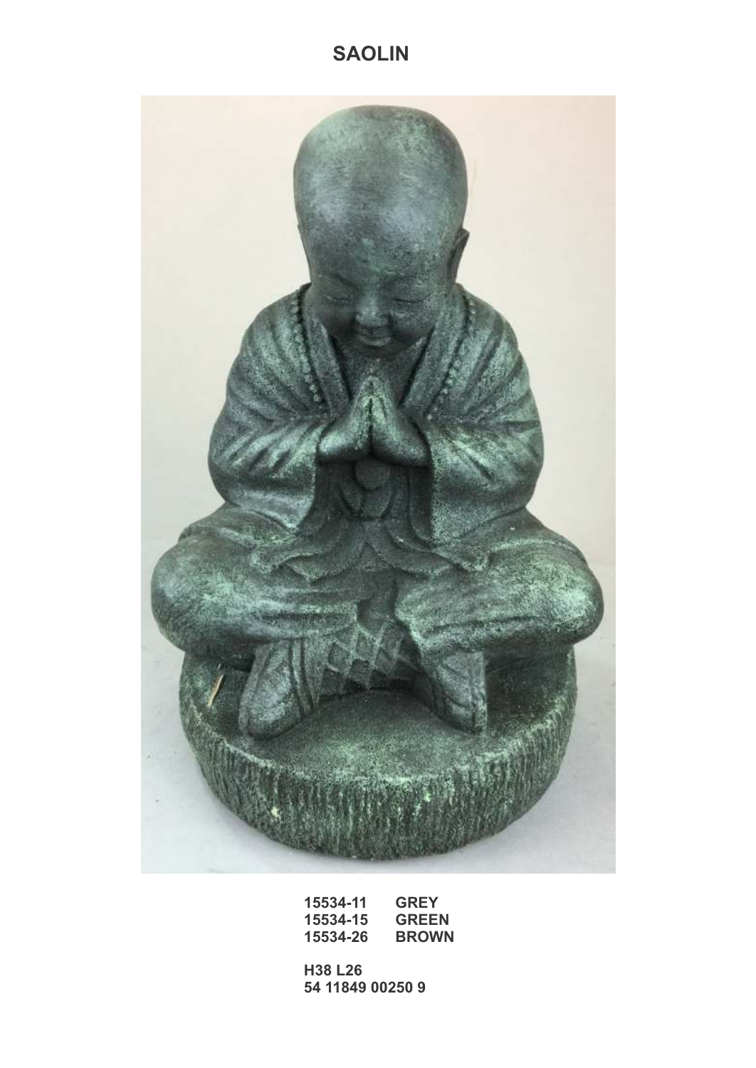# SAOLIN

| | |
|---|---|
| **15534-11** | **GREY** |
| **15534-15** | **GREEN** |
| **15534-26** | **BROWN** |

**H38 L26**
**54 11849 00250 9**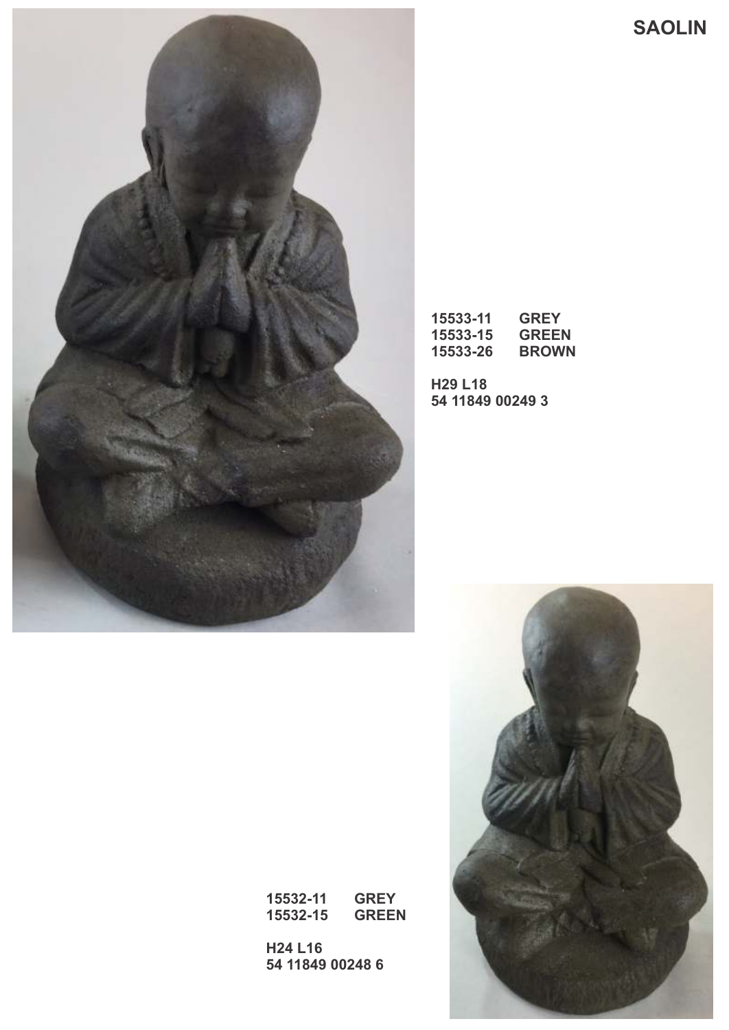# SAOLIN

15533-11 GREY
15533-15 GREEN
15533-26 BROWN

H29 L18
54 11849 00249 3

15532-11 GREY
15532-15 GREEN

H24 L16
54 11849 00248 6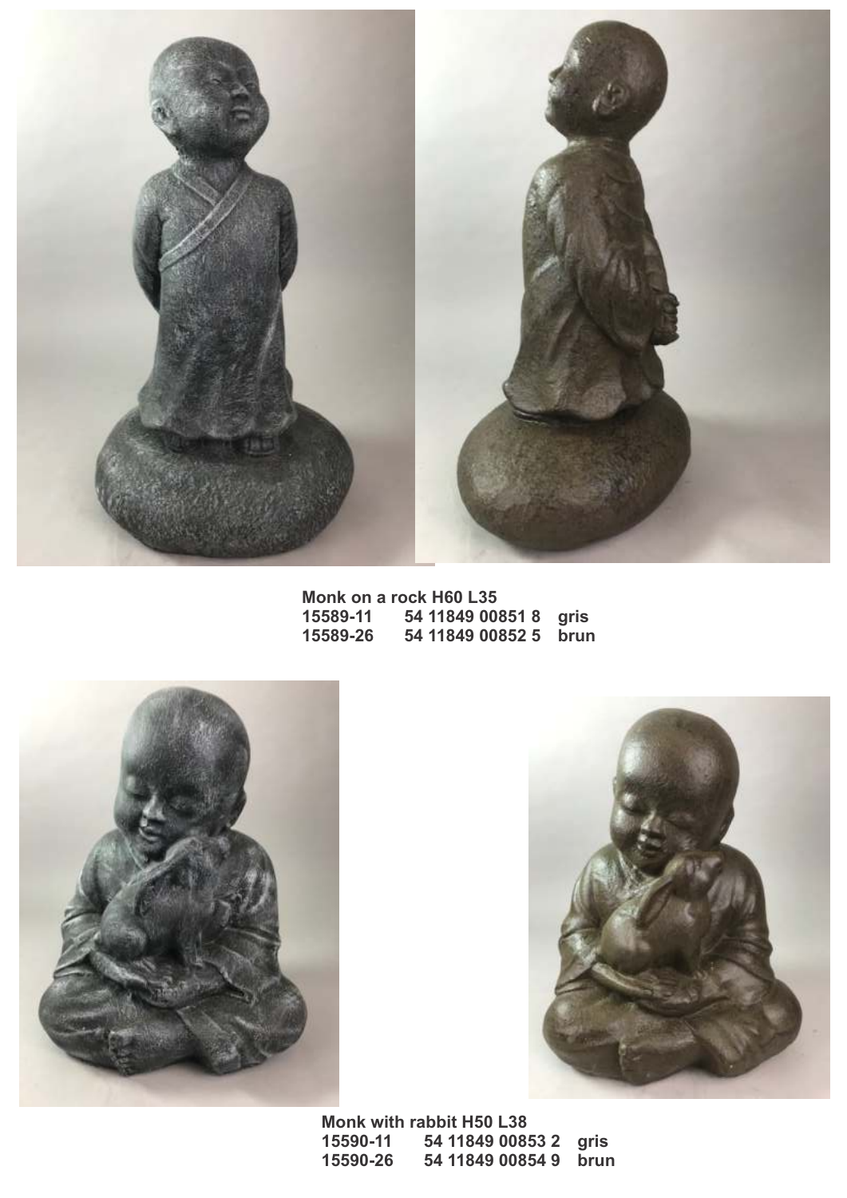**Monk on a rock H60 L35**

| | | |
|---|---|---|
| 15589-11 | 54 11849 00851 8 | gris |
| 15589-26 | 54 11849 00852 5 | brun |

**Monk with rabbit H50 L38**

| | | |
|---|---|---|
| 15590-11 | 54 11849 00853 2 | gris |
| 15590-26 | 54 11849 00854 9 | brun |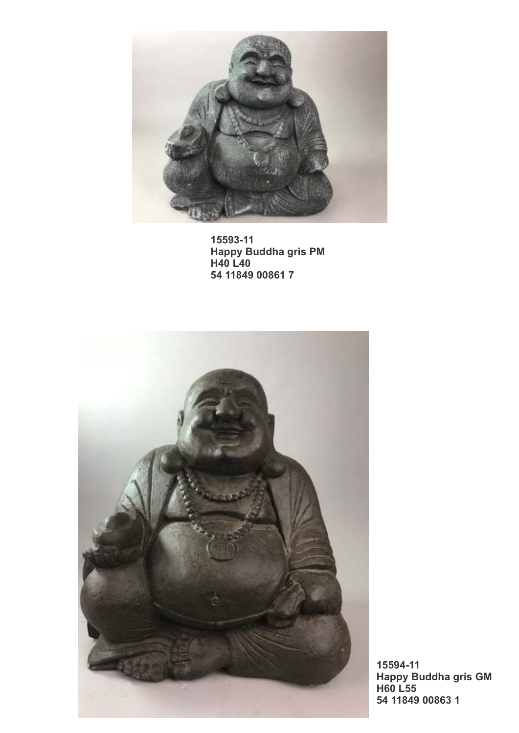**15593-11**
**Happy Buddha gris PM**
**H40 L40**
**54 11849 00861 7**

**15594-11**
**Happy Buddha gris GM**
**H60 L55**
**54 11849 00863 1**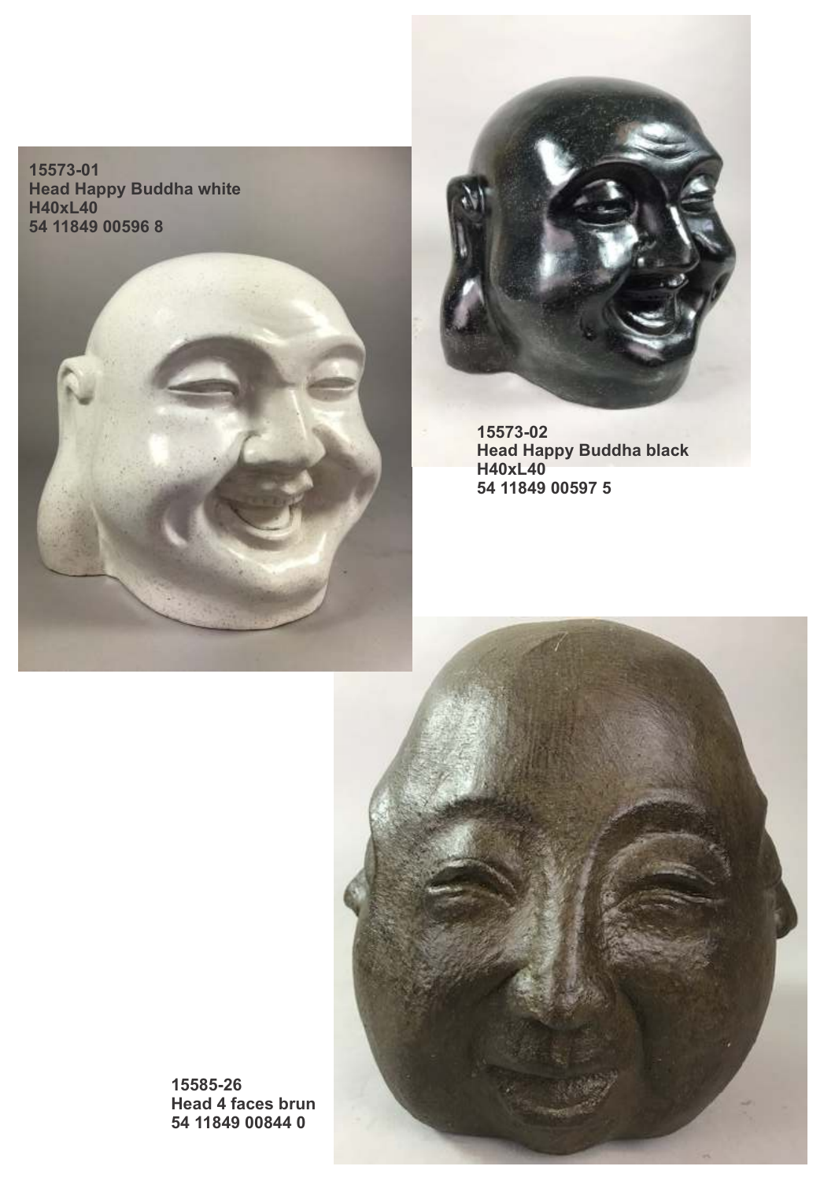**15573-01**
**Head Happy Buddha white**
**H40xL40**
**54 11849 00596 8**

**15573-02**
**Head Happy Buddha black**
**H40xL40**
**54 11849 00597 5**

**15585-26**
**Head 4 faces brun**
**54 11849 00844 0**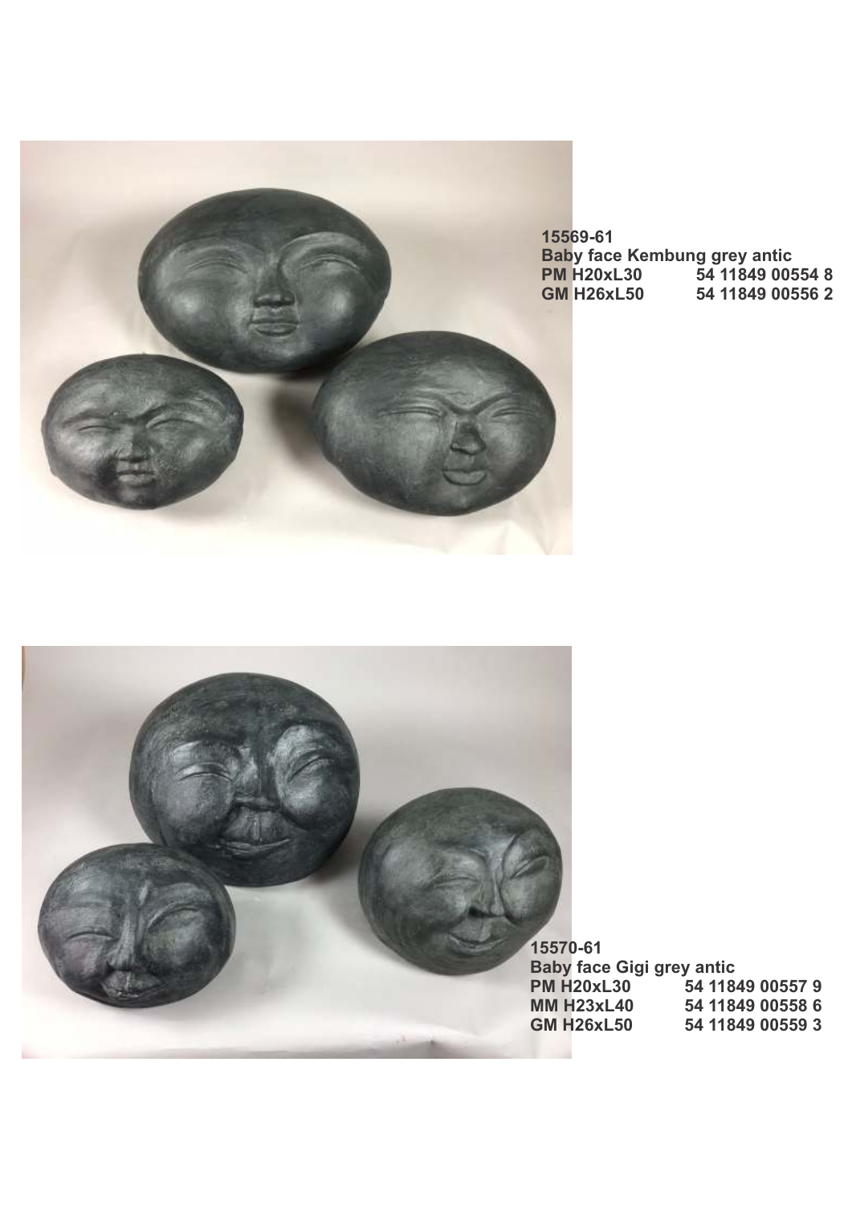**15569-61**
**Baby face Kembung grey antic**

| | |
|---|---|
| **PM H20xL30** | **54 11849 00554 8** |
| **GM H26xL50** | **54 11849 00556 2** |

**15570-61**
**Baby face Gigi grey antic**

| | |
|---|---|
| **PM H20xL30** | **54 11849 00557 9** |
| **MM H23xL40** | **54 11849 00558 6** |
| **GM H26xL50** | **54 11849 00559 3** |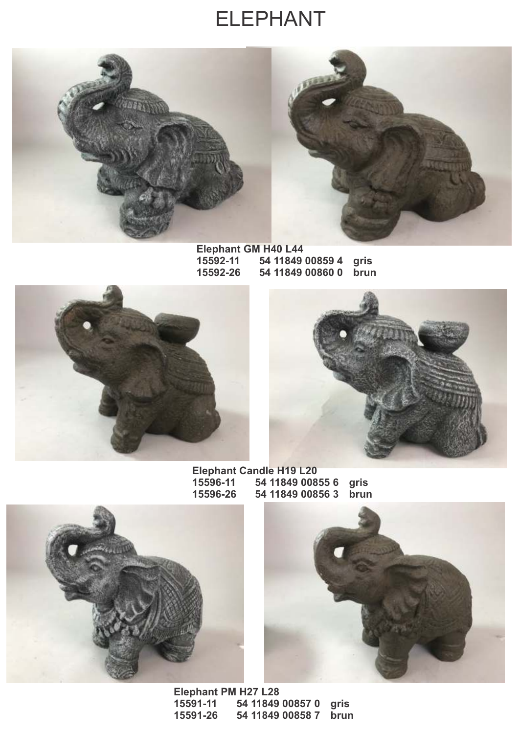# ELEPHANT

**Elephant GM H40 L44**
**15592-11 54 11849 00859 4 gris**
**15592-26 54 11849 00860 0 brun**

**Elephant Candle H19 L20**
**15596-11 54 11849 00855 6 gris**
**15596-26 54 11849 00856 3 brun**

**Elephant PM H27 L28**
**15591-11 54 11849 00857 0 gris**
**15591-26 54 11849 00858 7 brun**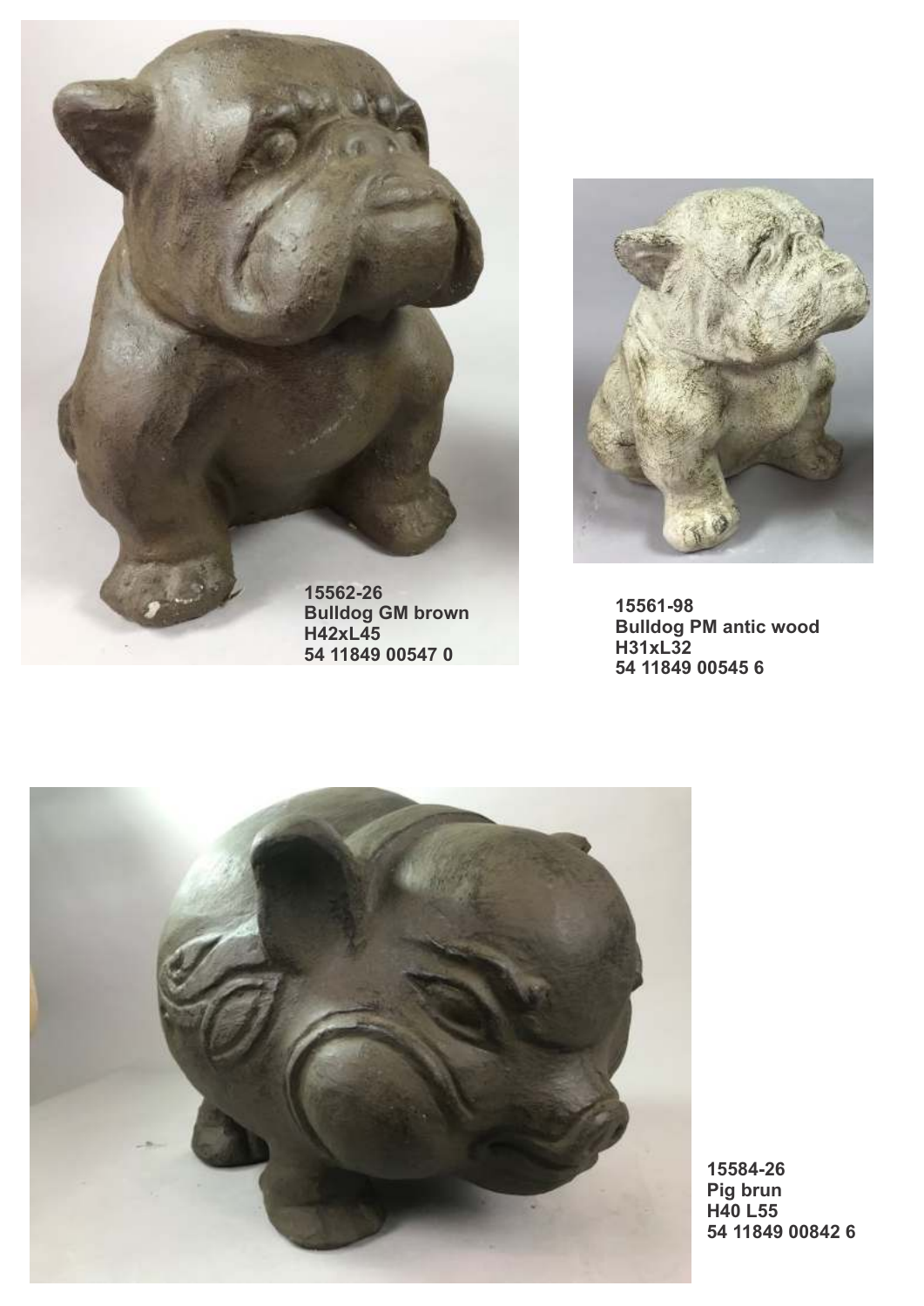15562-26
**Bulldog GM brown**
**H42xL45**
**54 11849 00547 0**

15561-98
**Bulldog PM antic wood**
**H31xL32**
**54 11849 00545 6**

15584-26
**Pig brun**
**H40 L55**
**54 11849 00842 6**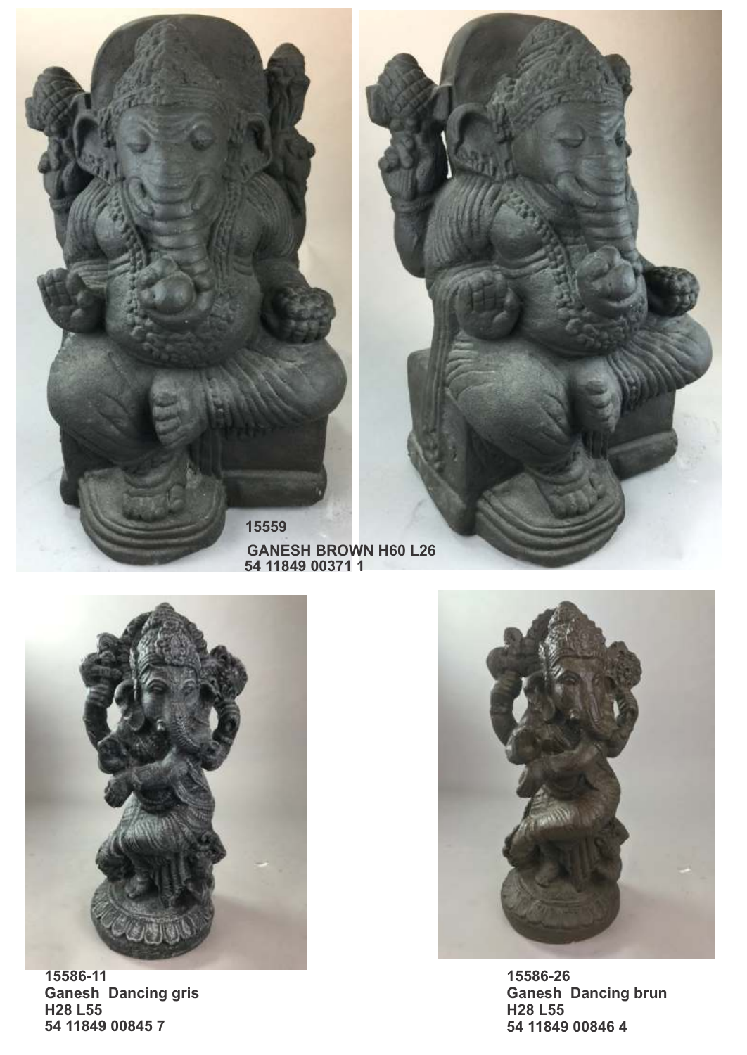15559

GANESH BROWN H60 L26

54 11849 00371 1

**15586-11**
**Ganesh Dancing gris**
**H28 L55**
**54 11849 00845 7**

**15586-26**
**Ganesh Dancing brun**
**H28 L55**
**54 11849 00846 4**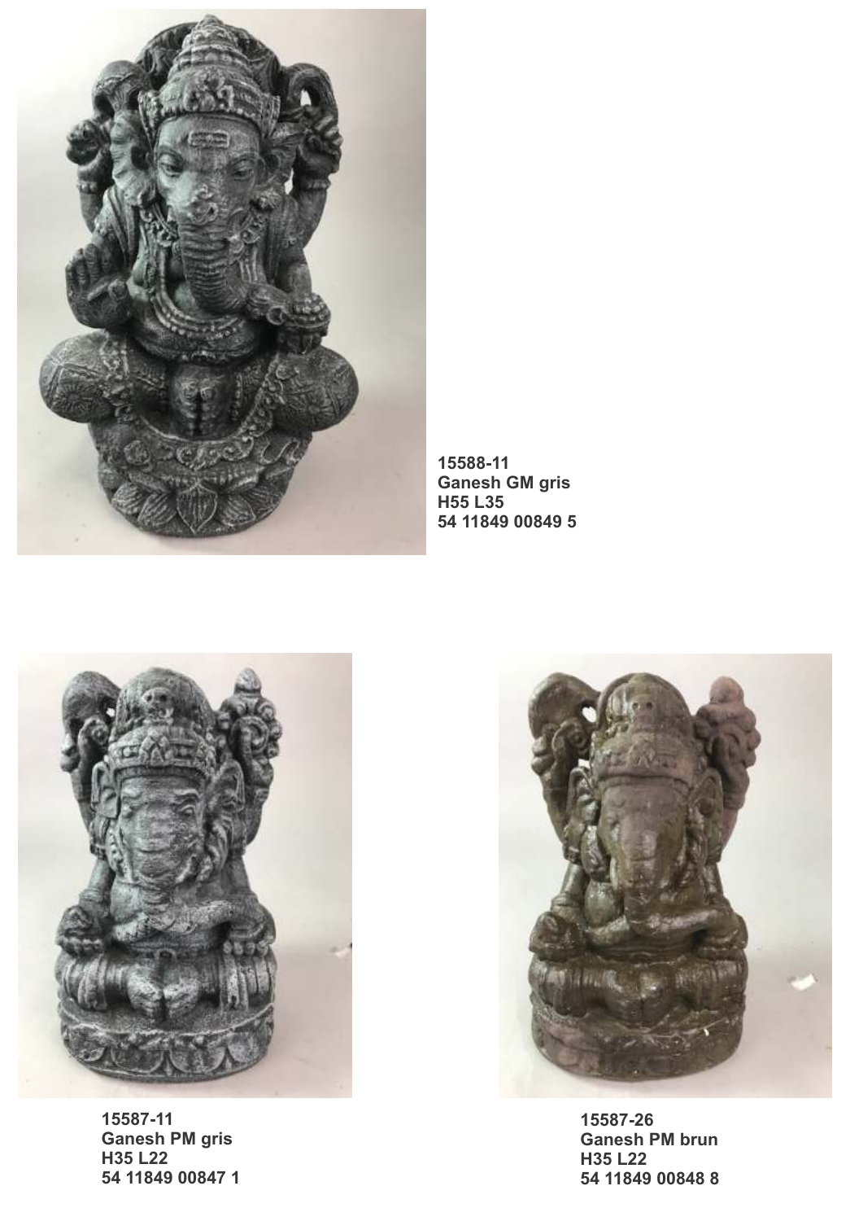**15588-11**
**Ganesh GM gris**
**H55 L35**
**54 11849 00849 5**

**15587-11**
**Ganesh PM gris**
**H35 L22**
**54 11849 00847 1**

**15587-26**
**Ganesh PM brun**
**H35 L22**
**54 11849 00848 8**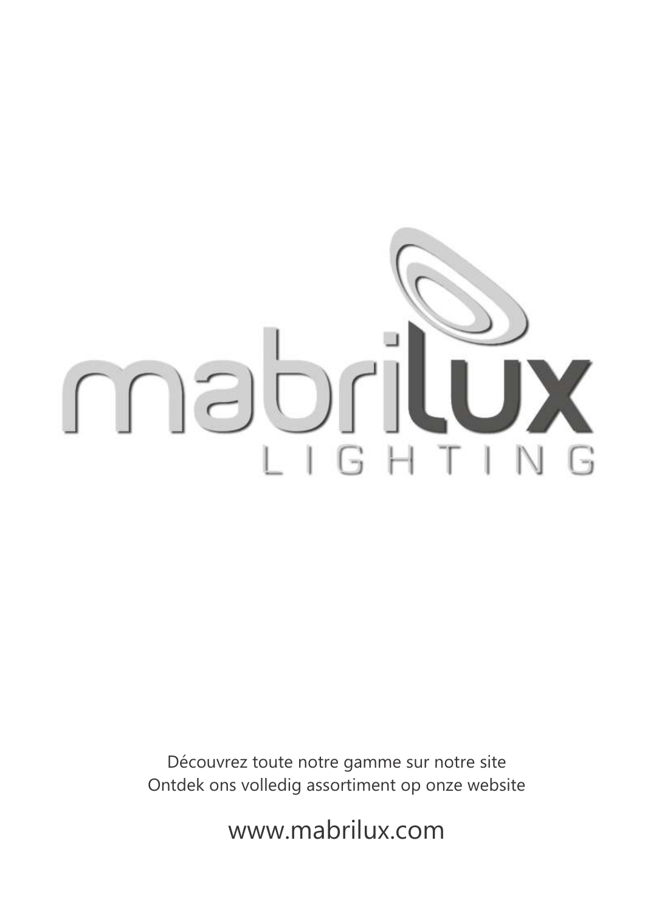mabrilux

LIGHTING

Découvrez toute notre gamme sur notre site
Ontdek ons volledig assortiment op onze website

www.mabrilux.com